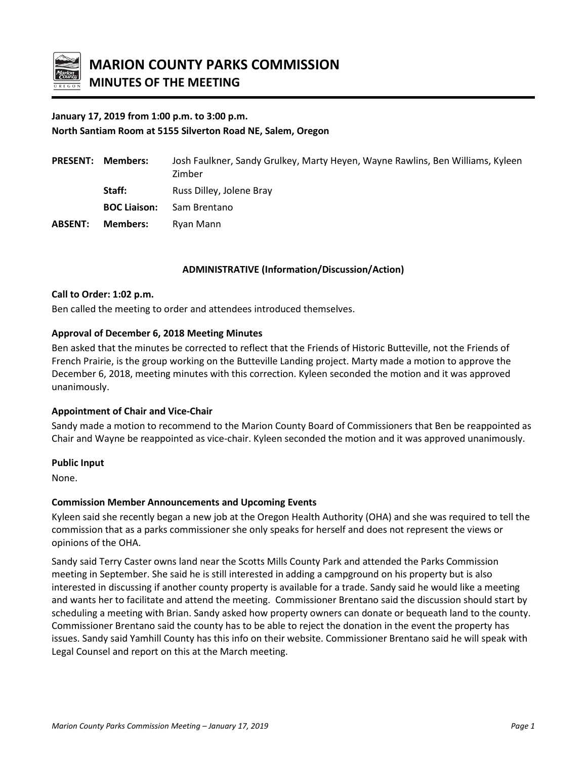# MARION COUNTY PARKS COMMISSION
## MINUTES OF THE MEETING

**January 17, 2019 from 1:00 p.m. to 3:00 p.m.**
**North Santiam Room at 5155 Silverton Road NE, Salem, Oregon**

| | | |
|---|---|---|
| **PRESENT:** | **Members:** | Josh Faulkner, Sandy Grulkey, Marty Heyen, Wayne Rawlins, Ben Williams, Kyleen Zimber |
| | **Staff:** | Russ Dilley, Jolene Bray |
| | **BOC Liaison:** | Sam Brentano |
| **ABSENT:** | **Members:** | Ryan Mann |

**ADMINISTRATIVE (Information/Discussion/Action)**

**Call to Order: 1:02 p.m.**

Ben called the meeting to order and attendees introduced themselves.

**Approval of December 6, 2018 Meeting Minutes**

Ben asked that the minutes be corrected to reflect that the Friends of Historic Butteville, not the Friends of French Prairie, is the group working on the Butteville Landing project. Marty made a motion to approve the December 6, 2018, meeting minutes with this correction. Kyleen seconded the motion and it was approved unanimously.

**Appointment of Chair and Vice-Chair**

Sandy made a motion to recommend to the Marion County Board of Commissioners that Ben be reappointed as Chair and Wayne be reappointed as vice-chair. Kyleen seconded the motion and it was approved unanimously.

**Public Input**

None.

**Commission Member Announcements and Upcoming Events**

Kyleen said she recently began a new job at the Oregon Health Authority (OHA) and she was required to tell the commission that as a parks commissioner she only speaks for herself and does not represent the views or opinions of the OHA.

Sandy said Terry Caster owns land near the Scotts Mills County Park and attended the Parks Commission meeting in September. She said he is still interested in adding a campground on his property but is also interested in discussing if another county property is available for a trade. Sandy said he would like a meeting and wants her to facilitate and attend the meeting. Commissioner Brentano said the discussion should start by scheduling a meeting with Brian. Sandy asked how property owners can donate or bequeath land to the county. Commissioner Brentano said the county has to be able to reject the donation in the event the property has issues. Sandy said Yamhill County has this info on their website. Commissioner Brentano said he will speak with Legal Counsel and report on this at the March meeting.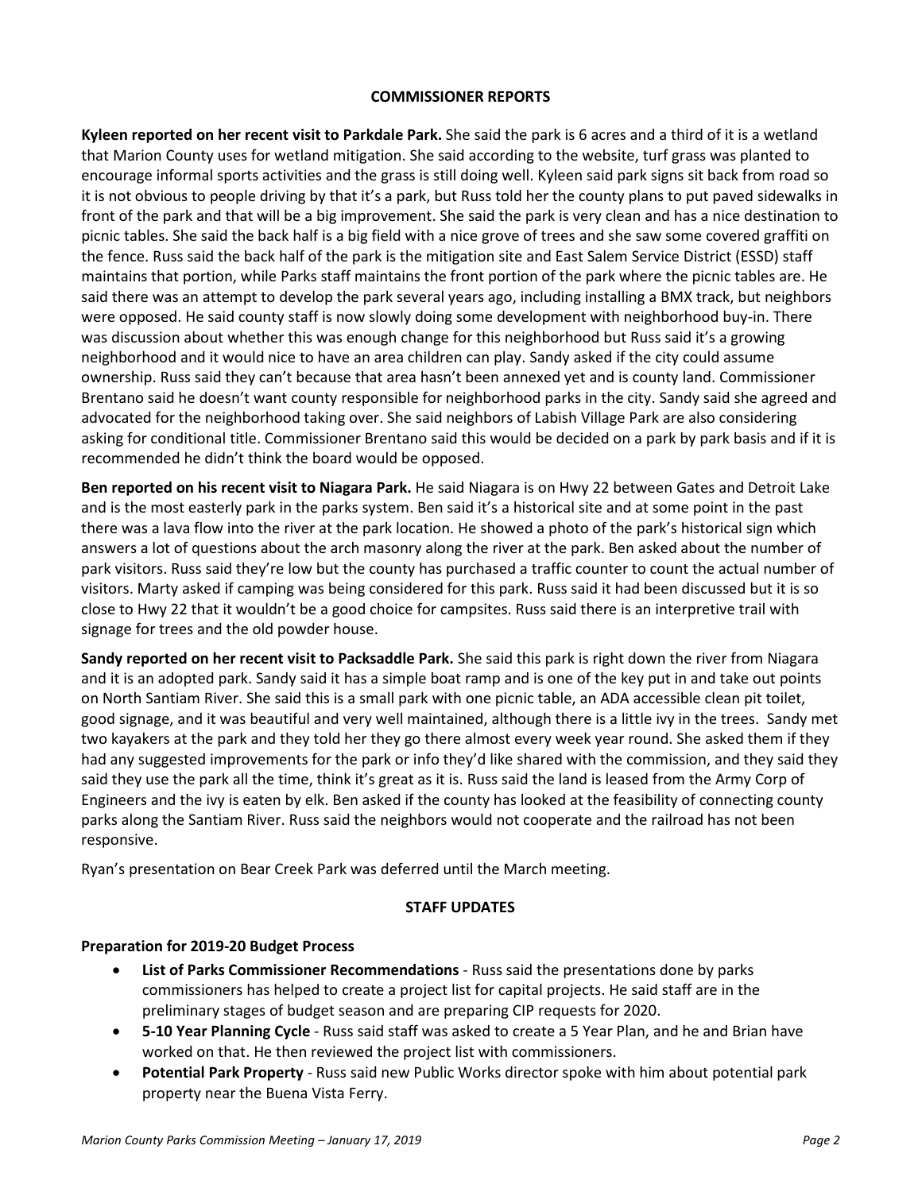## COMMISSIONER REPORTS

**Kyleen reported on her recent visit to Parkdale Park.** She said the park is 6 acres and a third of it is a wetland that Marion County uses for wetland mitigation. She said according to the website, turf grass was planted to encourage informal sports activities and the grass is still doing well. Kyleen said park signs sit back from road so it is not obvious to people driving by that it's a park, but Russ told her the county plans to put paved sidewalks in front of the park and that will be a big improvement. She said the park is very clean and has a nice destination to picnic tables. She said the back half is a big field with a nice grove of trees and she saw some covered graffiti on the fence. Russ said the back half of the park is the mitigation site and East Salem Service District (ESSD) staff maintains that portion, while Parks staff maintains the front portion of the park where the picnic tables are. He said there was an attempt to develop the park several years ago, including installing a BMX track, but neighbors were opposed. He said county staff is now slowly doing some development with neighborhood buy-in. There was discussion about whether this was enough change for this neighborhood but Russ said it's a growing neighborhood and it would nice to have an area children can play. Sandy asked if the city could assume ownership. Russ said they can't because that area hasn't been annexed yet and is county land. Commissioner Brentano said he doesn't want county responsible for neighborhood parks in the city. Sandy said she agreed and advocated for the neighborhood taking over. She said neighbors of Labish Village Park are also considering asking for conditional title. Commissioner Brentano said this would be decided on a park by park basis and if it is recommended he didn't think the board would be opposed.

**Ben reported on his recent visit to Niagara Park.** He said Niagara is on Hwy 22 between Gates and Detroit Lake and is the most easterly park in the parks system. Ben said it's a historical site and at some point in the past there was a lava flow into the river at the park location. He showed a photo of the park's historical sign which answers a lot of questions about the arch masonry along the river at the park. Ben asked about the number of park visitors. Russ said they're low but the county has purchased a traffic counter to count the actual number of visitors. Marty asked if camping was being considered for this park. Russ said it had been discussed but it is so close to Hwy 22 that it wouldn't be a good choice for campsites. Russ said there is an interpretive trail with signage for trees and the old powder house.

**Sandy reported on her recent visit to Packsaddle Park.** She said this park is right down the river from Niagara and it is an adopted park. Sandy said it has a simple boat ramp and is one of the key put in and take out points on North Santiam River. She said this is a small park with one picnic table, an ADA accessible clean pit toilet, good signage, and it was beautiful and very well maintained, although there is a little ivy in the trees. Sandy met two kayakers at the park and they told her they go there almost every week year round. She asked them if they had any suggested improvements for the park or info they'd like shared with the commission, and they said they said they use the park all the time, think it's great as it is. Russ said the land is leased from the Army Corp of Engineers and the ivy is eaten by elk. Ben asked if the county has looked at the feasibility of connecting county parks along the Santiam River. Russ said the neighbors would not cooperate and the railroad has not been responsive.

Ryan's presentation on Bear Creek Park was deferred until the March meeting.

## STAFF UPDATES

**Preparation for 2019-20 Budget Process**

- **List of Parks Commissioner Recommendations** - Russ said the presentations done by parks commissioners has helped to create a project list for capital projects. He said staff are in the preliminary stages of budget season and are preparing CIP requests for 2020.
- **5-10 Year Planning Cycle** - Russ said staff was asked to create a 5 Year Plan, and he and Brian have worked on that. He then reviewed the project list with commissioners.
- **Potential Park Property** - Russ said new Public Works director spoke with him about potential park property near the Buena Vista Ferry.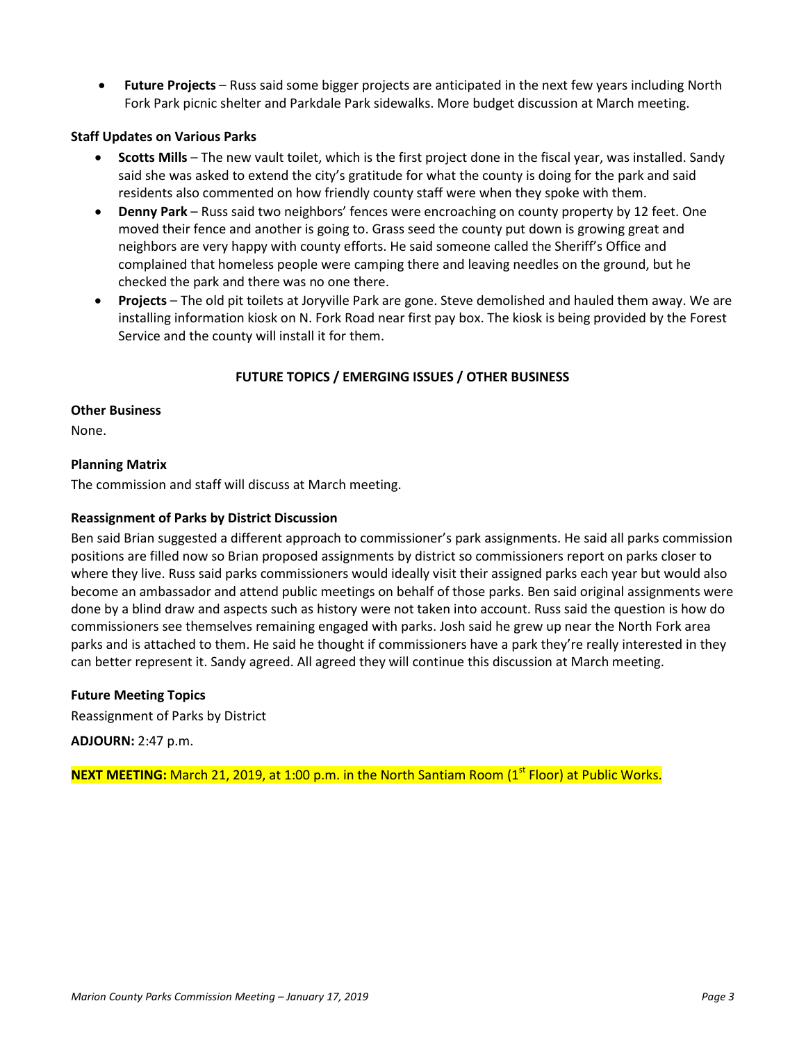- **Future Projects** – Russ said some bigger projects are anticipated in the next few years including North Fork Park picnic shelter and Parkdale Park sidewalks. More budget discussion at March meeting.

**Staff Updates on Various Parks**

- **Scotts Mills** – The new vault toilet, which is the first project done in the fiscal year, was installed. Sandy said she was asked to extend the city's gratitude for what the county is doing for the park and said residents also commented on how friendly county staff were when they spoke with them.
- **Denny Park** – Russ said two neighbors' fences were encroaching on county property by 12 feet. One moved their fence and another is going to. Grass seed the county put down is growing great and neighbors are very happy with county efforts. He said someone called the Sheriff's Office and complained that homeless people were camping there and leaving needles on the ground, but he checked the park and there was no one there.
- **Projects** – The old pit toilets at Joryville Park are gone. Steve demolished and hauled them away. We are installing information kiosk on N. Fork Road near first pay box. The kiosk is being provided by the Forest Service and the county will install it for them.

## FUTURE TOPICS / EMERGING ISSUES / OTHER BUSINESS

**Other Business**

None.

**Planning Matrix**

The commission and staff will discuss at March meeting.

**Reassignment of Parks by District Discussion**

Ben said Brian suggested a different approach to commissioner's park assignments. He said all parks commission positions are filled now so Brian proposed assignments by district so commissioners report on parks closer to where they live. Russ said parks commissioners would ideally visit their assigned parks each year but would also become an ambassador and attend public meetings on behalf of those parks. Ben said original assignments were done by a blind draw and aspects such as history were not taken into account. Russ said the question is how do commissioners see themselves remaining engaged with parks. Josh said he grew up near the North Fork area parks and is attached to them. He said he thought if commissioners have a park they're really interested in they can better represent it. Sandy agreed. All agreed they will continue this discussion at March meeting.

**Future Meeting Topics**

Reassignment of Parks by District

**ADJOURN:** 2:47 p.m.

**NEXT MEETING:** March 21, 2019, at 1:00 p.m. in the North Santiam Room (1st Floor) at Public Works.